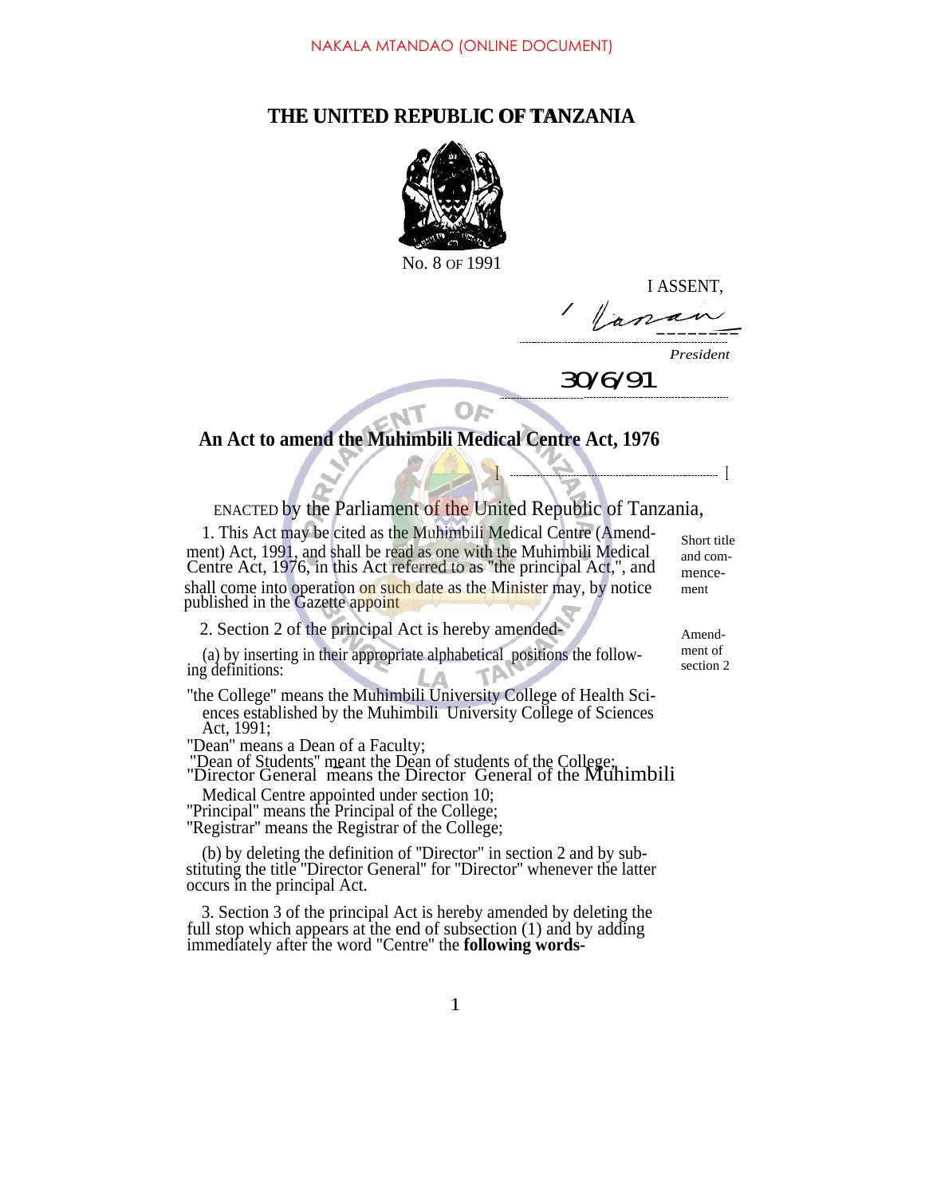NAKALA MTANDAO (ONLINE DOCUMENT)

# THE UNITED REPUBLIC OF TANZANIA

No. 8 OF 1991

I ASSENT,

*President*

30/6/91

## An Act to amend the Muhimbili Medical Centre Act, 1976

ENACTED by the Parliament of the United Republic of Tanzania,

*Short title and commencement*

1. This Act may be cited as the Muhimbili Medical Centre (Amendment) Act, 1991, and shall be read as one with the Muhimbili Medical Centre Act, 1976, in this Act referred to as "the principal Act,", and shall come into operation on such date as the Minister may, by notice published in the Gazette appoint

*Amendment of section 2*

2. Section 2 of the principal Act is hereby amended-

(a) by inserting in their appropriate alphabetical positions the following definitions:

"the College" means the Muhimbili University College of Health Sciences established by the Muhimbili University College of Sciences Act, 1991;

"Dean" means a Dean of a Faculty;

"Dean of Students" meant the Dean of students of the College;

"Director General means the Director General of the Muhimbili Medical Centre appointed under section 10;

"Principal" means the Principal of the College;

"Registrar" means the Registrar of the College;

(b) by deleting the definition of "Director" in section 2 and by substituting the title "Director General" for "Director" whenever the latter occurs in the principal Act.

3. Section 3 of the principal Act is hereby amended by deleting the full stop which appears at the end of subsection (1) and by adding immediately after the word "Centre" the **following words-**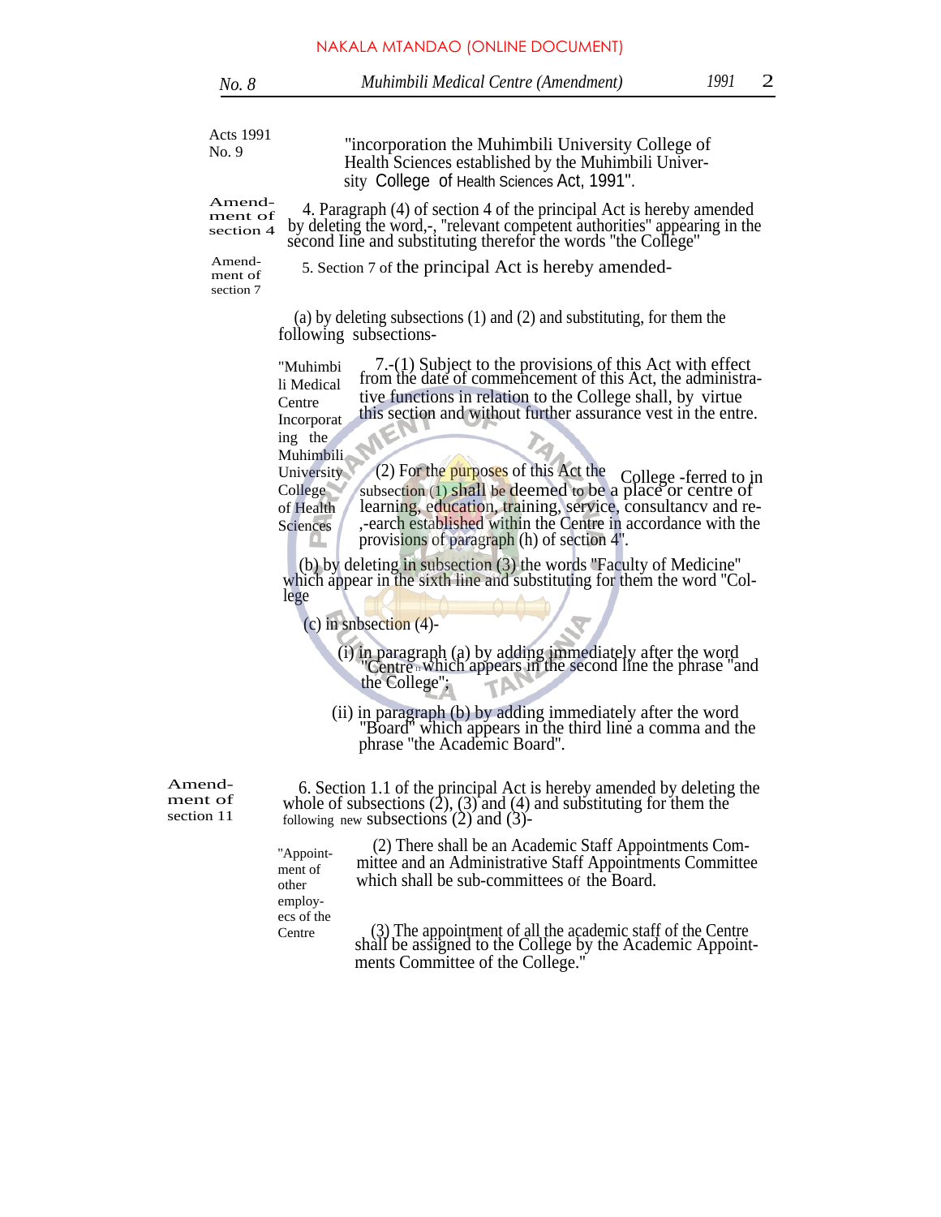Acts 1991 No. 9

"incorporation the Muhimbili University College of Health Sciences established by the Muhimbili University College of Health Sciences Act, 1991".

Amendment of section 4

4. Paragraph (4) of section 4 of the principal Act is hereby amended by deleting the word,-, "relevant competent authorities" appearing in the second Iine and substituting therefor the words "the College"

Amendment of section 7

5. Section 7 of the principal Act is hereby amended-

(a) by deleting subsections (1) and (2) and substituting, for them the following subsections-

"Muhimbili Medical Centre Incorporating the Muhimbili University College of Health Sciences

7.-(1) Subject to the provisions of this Act with effect from the date of commencement of this Act, the administrative functions in relation to the College shall, by virtue this section and without further assurance vest in the entre.

(2) For the purposes of this Act the College -ferred to in subsection (1) shall be deemed to be a place or centre of learning, education, training, service, consultancv and re-,-earch established within the Centre in accordance with the provisions of paragraph (h) of section 4".

(b) by deleting in subsection (3) the words "Faculty of Medicine" which appear in the sixth line and substituting for them the word "College

(c) in snbsection (4)-

(i) in paragraph (a) by adding immediately after the word "Centre" which appears in the second line the phrase "and the College";

(ii) in paragraph (b) by adding immediately after the word "Board" which appears in the third line a comma and the phrase "the Academic Board".

Amendment of section 11

6. Section 1.1 of the principal Act is hereby amended by deleting the whole of subsections (2), (3) and (4) and substituting for them the following new subsections (2) and (3)-

"Appointment of other employees of the Centre

(2) There shall be an Academic Staff Appointments Committee and an Administrative Staff Appointments Committee which shall be sub-committees of the Board.

(3) The appointment of all the academic staff of the Centre shall be assigned to the College by the Academic Appointments Committee of the College."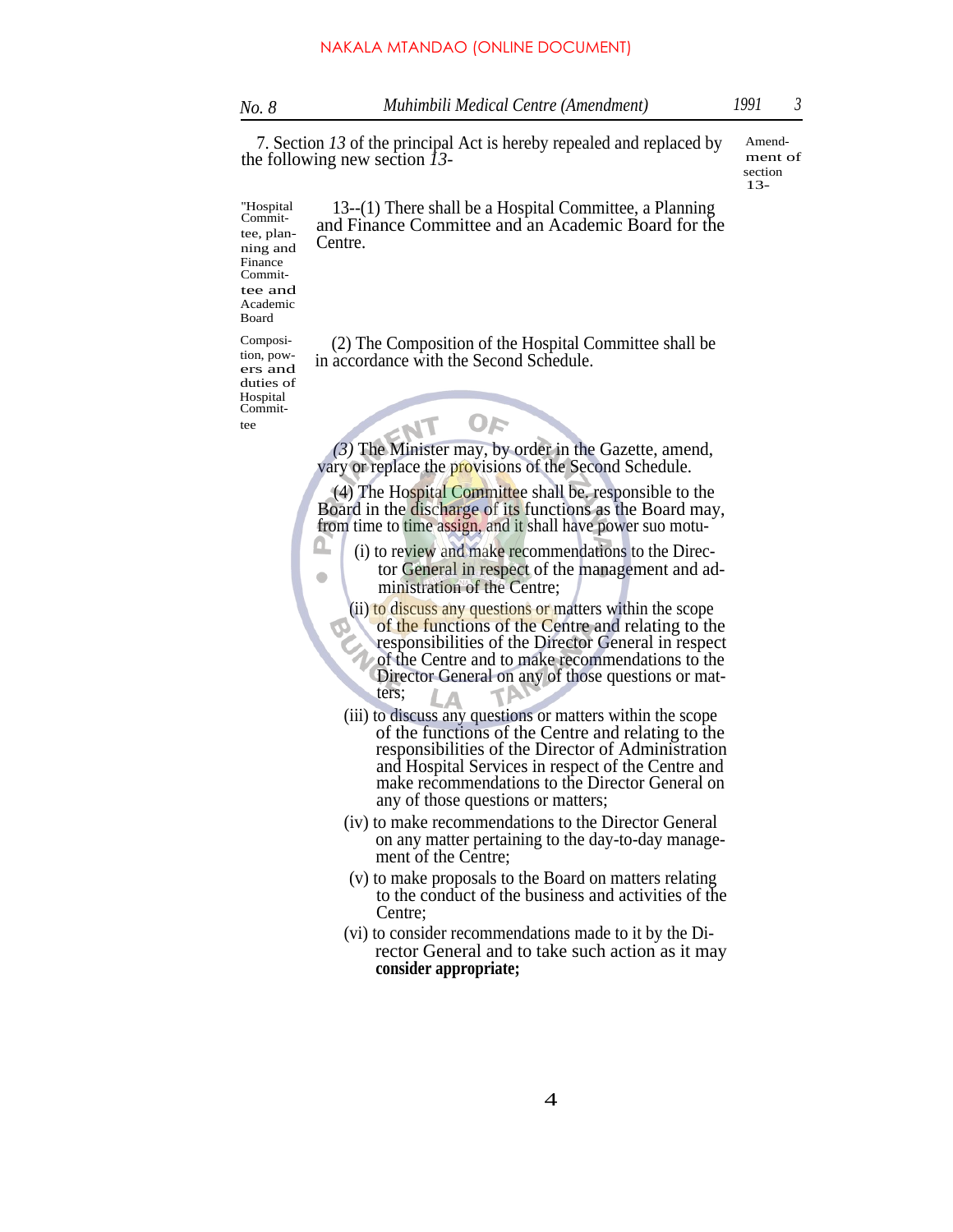7. Section *13* of the principal Act is hereby repealed and replaced by the following new section *13*-

Amendment of section 13-

"Hospital Committee, planning and Finance Committee and Academic Board

13--(1) There shall be a Hospital Committee, a Planning and Finance Committee and an Academic Board for the Centre.

Composition, powers and duties of Hospital Committee

(2) The Composition of the Hospital Committee shall be in accordance with the Second Schedule.

*(3)* The Minister may, by order in the Gazette, amend, vary or replace the provisions of the Second Schedule.

(4) The Hospital Committee shall be responsible to the Board in the discharge of its functions as the Board may, from time to time assign, and it shall have power suo motu-

(i) to review and make recommendations to the Director General in respect of the management and administration of the Centre;

(ii) to discuss any questions or matters within the scope of the functions of the Centre and relating to the responsibilities of the Director General in respect of the Centre and to make recommendations to the Director General on any of those questions or matters;

(iii) to discuss any questions or matters within the scope of the functions of the Centre and relating to the responsibilities of the Director of Administration and Hospital Services in respect of the Centre and make recommendations to the Director General on any of those questions or matters;

(iv) to make recommendations to the Director General on any matter pertaining to the day-to-day management of the Centre;

(v) to make proposals to the Board on matters relating to the conduct of the business and activities of the Centre;

(vi) to consider recommendations made to it by the Director General and to take such action as it may **consider appropriate;**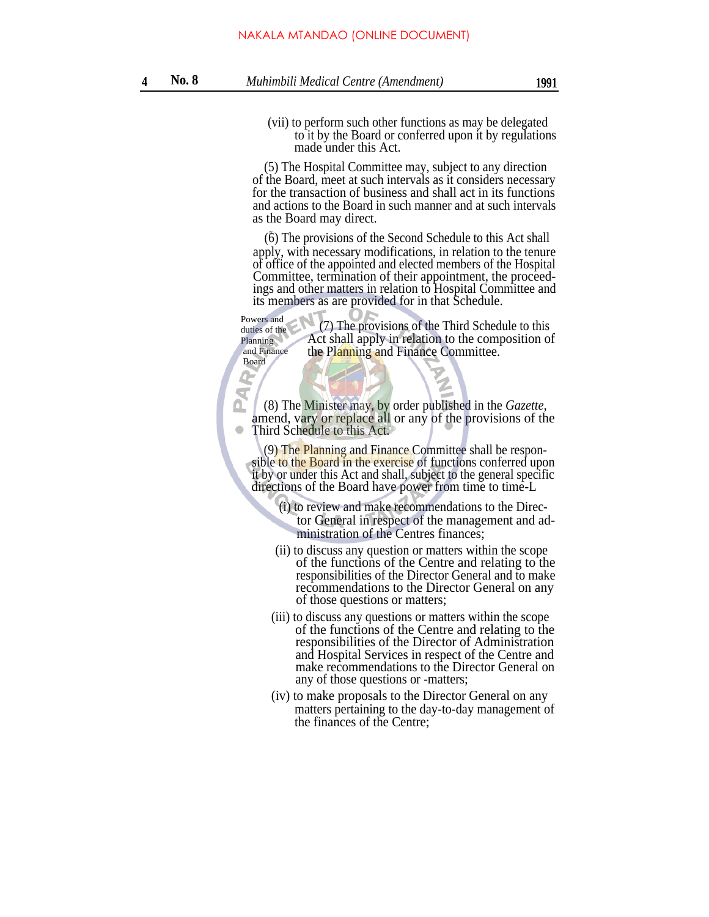(vii) to perform such other functions as may be delegated to it by the Board or conferred upon it by regulations made under this Act.

(5) The Hospital Committee may, subject to any direction of the Board, meet at such intervals as it considers necessary for the transaction of business and shall act in its functions and actions to the Board in such manner and at such intervals as the Board may direct.

(6) The provisions of the Second Schedule to this Act shall apply, with necessary modifications, in relation to the tenure of office of the appointed and elected members of the Hospital Committee, termination of their appointment, the proceedings and other matters in relation to Hospital Committee and its members as are provided for in that Schedule.

Powers and duties of the Planning and Finance Board

(7) The provisions of the Third Schedule to this Act shall apply in relation to the composition of the Planning and Finance Committee.

(8) The Minister may, by order published in the *Gazette*, amend, vary or replace all or any of the provisions of the Third Schedule to this Act.

(9) The Planning and Finance Committee shall be responsible to the Board in the exercise of functions conferred upon it by or under this Act and shall, subject to the general specific directions of the Board have power from time to time-L

(i) to review and make recommendations to the Director General in respect of the management and administration of the Centres finances;

(ii) to discuss any question or matters within the scope of the functions of the Centre and relating to the responsibilities of the Director General and to make recommendations to the Director General on any of those questions or matters;

(iii) to discuss any questions or matters within the scope of the functions of the Centre and relating to the responsibilities of the Director of Administration and Hospital Services in respect of the Centre and make recommendations to the Director General on any of those questions or -matters;

(iv) to make proposals to the Director General on any matters pertaining to the day-to-day management of the finances of the Centre;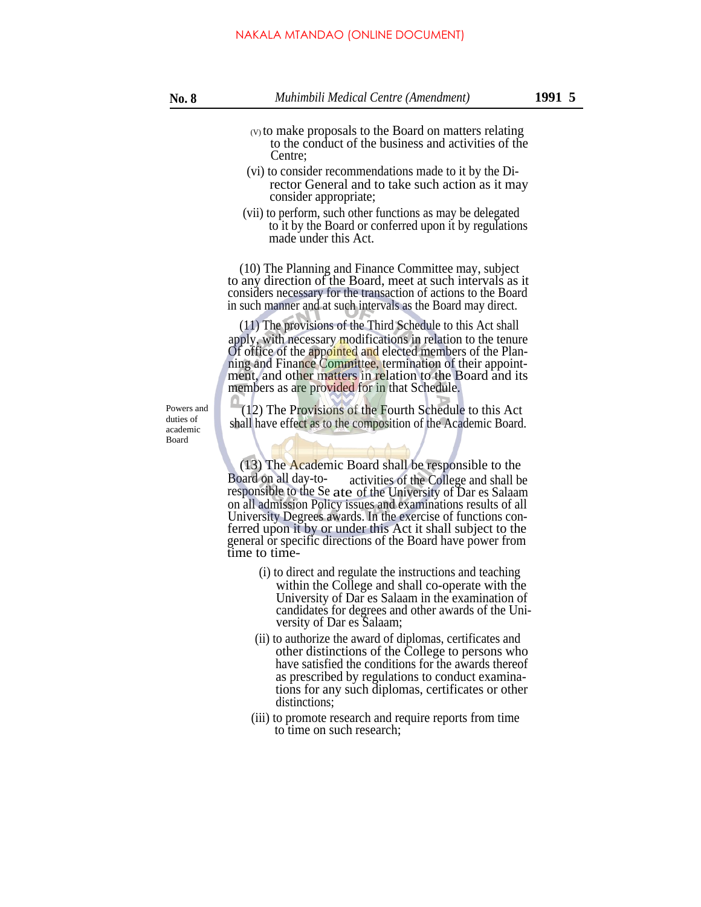(v) to make proposals to the Board on matters relating to the conduct of the business and activities of the Centre;

(vi) to consider recommendations made to it by the Director General and to take such action as it may consider appropriate;

(vii) to perform, such other functions as may be delegated to it by the Board or conferred upon it by regulations made under this Act.

(10) The Planning and Finance Committee may, subject to any direction of the Board, meet at such intervals as it considers necessary for the transaction of actions to the Board in such manner and at such intervals as the Board may direct.

(11) The provisions of the Third Schedule to this Act shall apply, with necessary modifications in relation to the tenure Of office of the appointed and elected members of the Planning and Finance Committee, termination of their appointment, and other matters in relation to the Board and its members as are provided for in that Schedule.

Powers and duties of academic Board

(12) The Provisions of the Fourth Schedule to this Act shall have effect as to the composition of the Academic Board.

(13) The Academic Board shall be responsible to the Board on all day-to- activities of the College and shall be responsible to the Se ate of the University of Dar es Salaam on all admission Policy issues and examinations results of all University Degrees awards. In the exercise of functions conferred upon it by or under this Act it shall subject to the general or specific directions of the Board have power from time to time-

(i) to direct and regulate the instructions and teaching within the College and shall co-operate with the University of Dar es Salaam in the examination of candidates for degrees and other awards of the University of Dar es Salaam;

(ii) to authorize the award of diplomas, certificates and other distinctions of the College to persons who have satisfied the conditions for the awards thereof as prescribed by regulations to conduct examinations for any such diplomas, certificates or other distinctions;

(iii) to promote research and require reports from time to time on such research;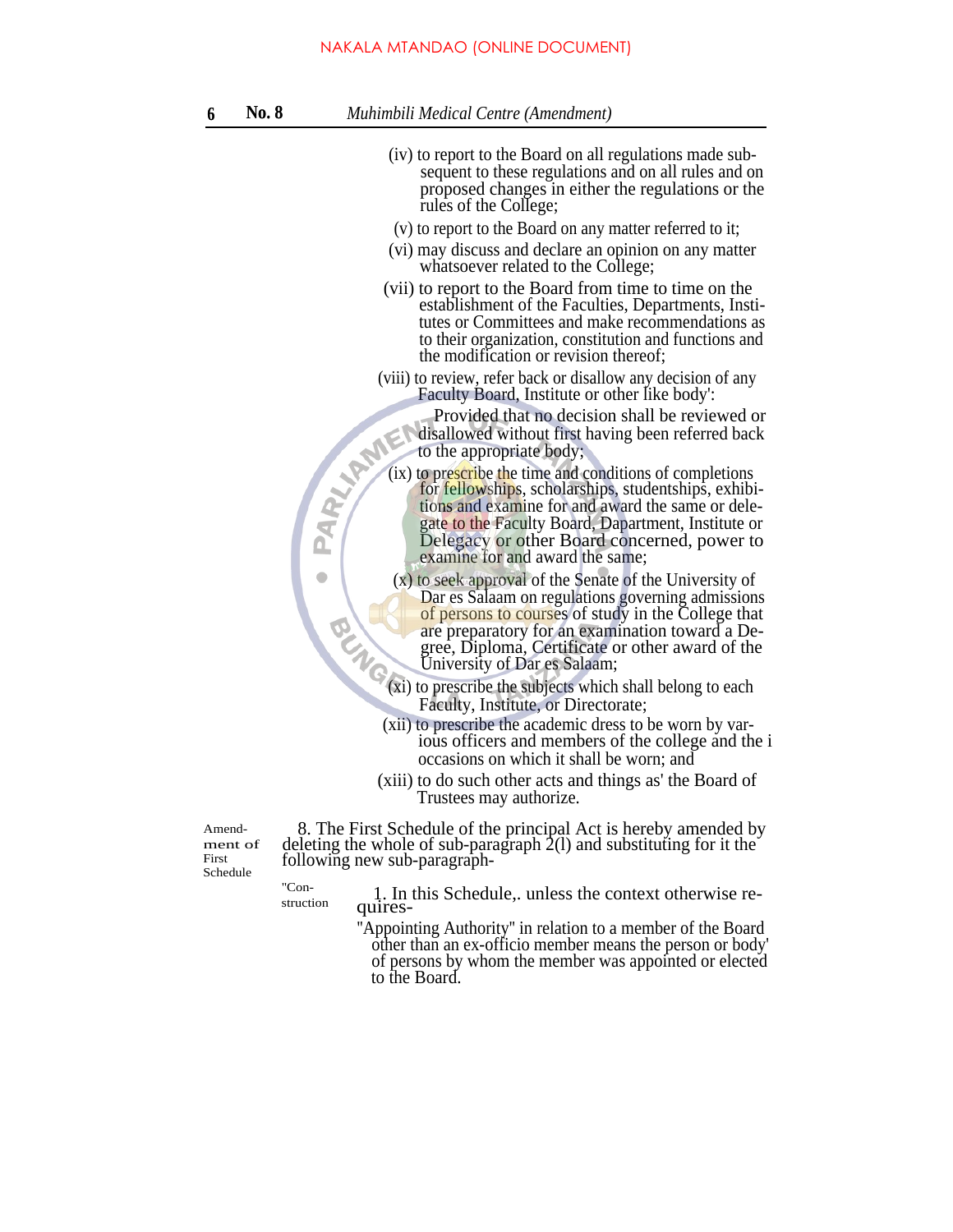(iv) to report to the Board on all regulations made subsequent to these regulations and on all rules and on proposed changes in either the regulations or the rules of the College;

(v) to report to the Board on any matter referred to it;

(vi) may discuss and declare an opinion on any matter whatsoever related to the College;

(vii) to report to the Board from time to time on the establishment of the Faculties, Departments, Institutes or Committees and make recommendations as to their organization, constitution and functions and the modification or revision thereof;

(viii) to review, refer back or disallow any decision of any Faculty Board, Institute or other like body':

Provided that no decision shall be reviewed or disallowed without first having been referred back to the appropriate body;

(ix) to prescribe the time and conditions of completions for fellowships, scholarships, studentships, exhibitions and examine for and award the same or delegate to the Faculty Board, Dapartment, Institute or Delegacy or other Board concerned, power to examine for and award the same;

(x) to seek approval of the Senate of the University of Dar es Salaam on regulations governing admissions of persons to courses of study in the College that are preparatory for an examination toward a Degree, Diploma, Certificate or other award of the University of Dar es Salaam;

(xi) to prescribe the subjects which shall belong to each Faculty, Institute, or Directorate;

(xii) to prescribe the academic dress to be worn by various officers and members of the college and the i occasions on which it shall be worn; and

(xiii) to do such other acts and things as' the Board of Trustees may authorize.

Amendment of First Schedule

8. The First Schedule of the principal Act is hereby amended by deleting the whole of sub-paragraph 2(l) and substituting for it the following new sub-paragraph-

"Construction

1. In this Schedule,. unless the context otherwise requires-

"Appointing Authority" in relation to a member of the Board other than an ex-officio member means the person or body' of persons by whom the member was appointed or elected to the Board.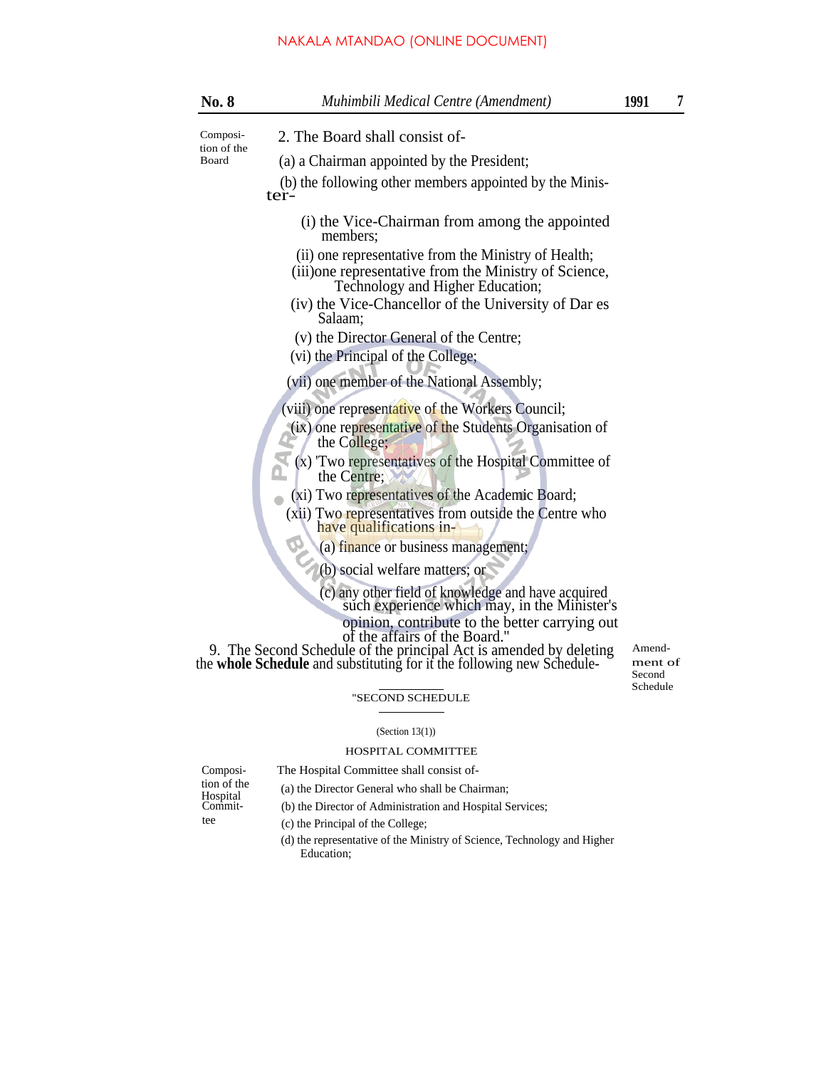Composition of the Board

2. The Board shall consist of-

(a) a Chairman appointed by the President;

(b) the following other members appointed by the Minister-

(i) the Vice-Chairman from among the appointed members;

(ii) one representative from the Ministry of Health;

(iii)one representative from the Ministry of Science, Technology and Higher Education;

(iv) the Vice-Chancellor of the University of Dar es Salaam;

(v) the Director General of the Centre;

(vi) the Principal of the College;

(vii) one member of the National Assembly;

(viii) one representative of the Workers Council;

(ix) one representative of the Students Organisation of the College;

(x) 'Two representatives of the Hospital Committee of the Centre;

(xi) Two representatives of the Academic Board;

(xii) Two representatives from outside the Centre who have qualifications in-

(a) finance or business management;

(b) social welfare matters; or

(c) any other field of knowledge and have acquired such experience which may, in the Minister's opinion, contribute to the better carrying out of the affairs of the Board."

Amendment of Second Schedule

9. The Second Schedule of the principal Act is amended by deleting the **whole Schedule** and substituting for it the following new Schedule-

"SECOND SCHEDULE

(Section 13(1))

HOSPITAL COMMITTEE

Composition of the Hospital Committee

The Hospital Committee shall consist of-

(a) the Director General who shall be Chairman;

(b) the Director of Administration and Hospital Services;

(c) the Principal of the College;

(d) the representative of the Ministry of Science, Technology and Higher Education;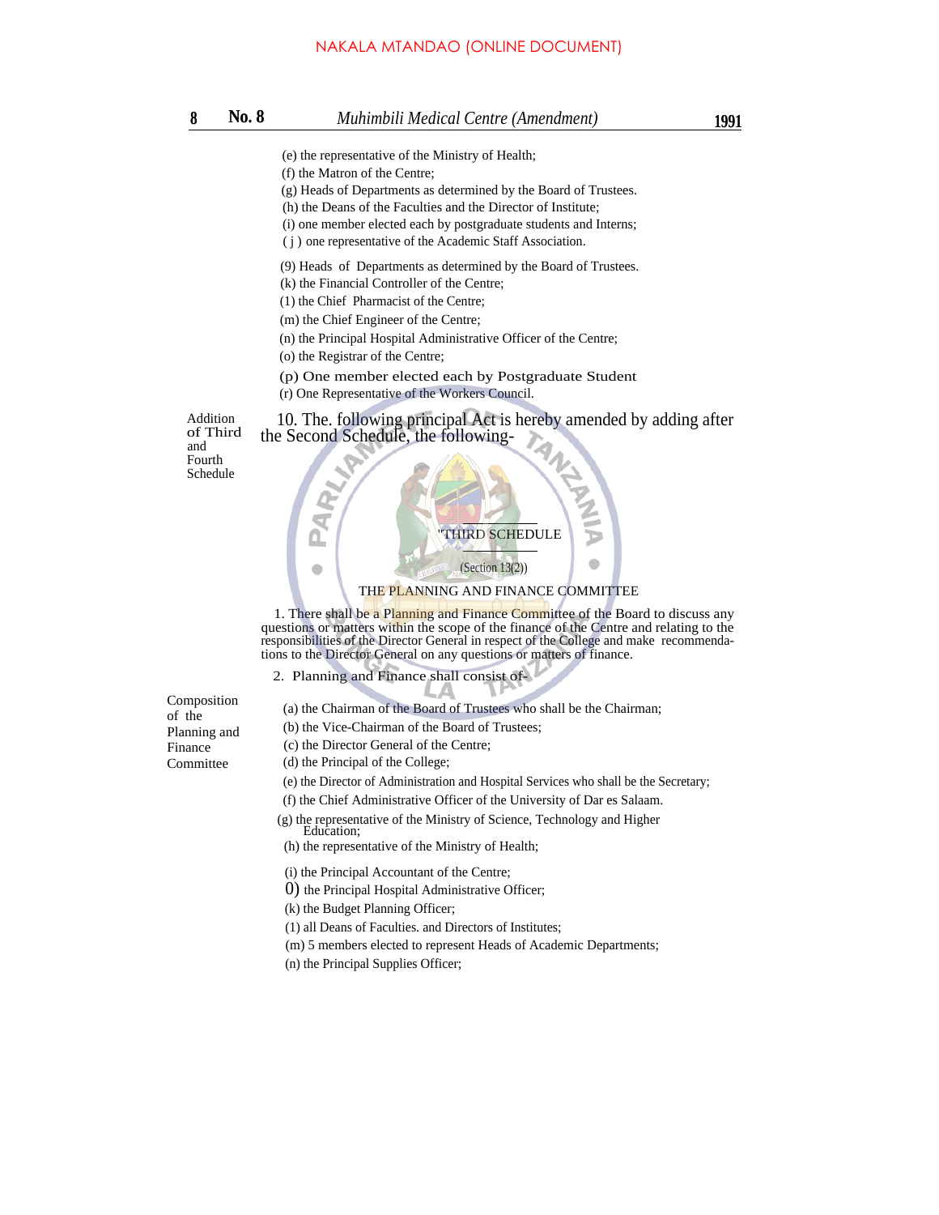(e) the representative of the Ministry of Health;
(f) the Matron of the Centre;
(g) Heads of Departments as determined by the Board of Trustees.
(h) the Deans of the Faculties and the Director of Institute;
(i) one member elected each by postgraduate students and Interns;
( j ) one representative of the Academic Staff Association.

(9) Heads of Departments as determined by the Board of Trustees.
(k) the Financial Controller of the Centre;
(1) the Chief Pharmacist of the Centre;
(m) the Chief Engineer of the Centre;
(n) the Principal Hospital Administrative Officer of the Centre;
(o) the Registrar of the Centre;
(p) One member elected each by Postgraduate Student
(r) One Representative of the Workers Council.

Addition of Third and Fourth Schedule

10. The. following principal Act is hereby amended by adding after the Second Schedule, the following-

"THIRD SCHEDULE

(Section 13(2))

THE PLANNING AND FINANCE COMMITTEE

1. There shall be a Planning and Finance Committee of the Board to discuss any questions or matters within the scope of the finance of the Centre and relating to the responsibilities of the Director General in respect of the College and make recommendations to the Director General on any questions or matters of finance.

Composition of the Planning and Finance Committee

2. Planning and Finance shall consist of-

(a) the Chairman of the Board of Trustees who shall be the Chairman;
(b) the Vice-Chairman of the Board of Trustees;
(c) the Director General of the Centre;
(d) the Principal of the College;
(e) the Director of Administration and Hospital Services who shall be the Secretary;
(f) the Chief Administrative Officer of the University of Dar es Salaam.
(g) the representative of the Ministry of Science, Technology and Higher Education;
(h) the representative of the Ministry of Health;
(i) the Principal Accountant of the Centre;
0) the Principal Hospital Administrative Officer;
(k) the Budget Planning Officer;
(1) all Deans of Faculties. and Directors of Institutes;
(m) 5 members elected to represent Heads of Academic Departments;
(n) the Principal Supplies Officer;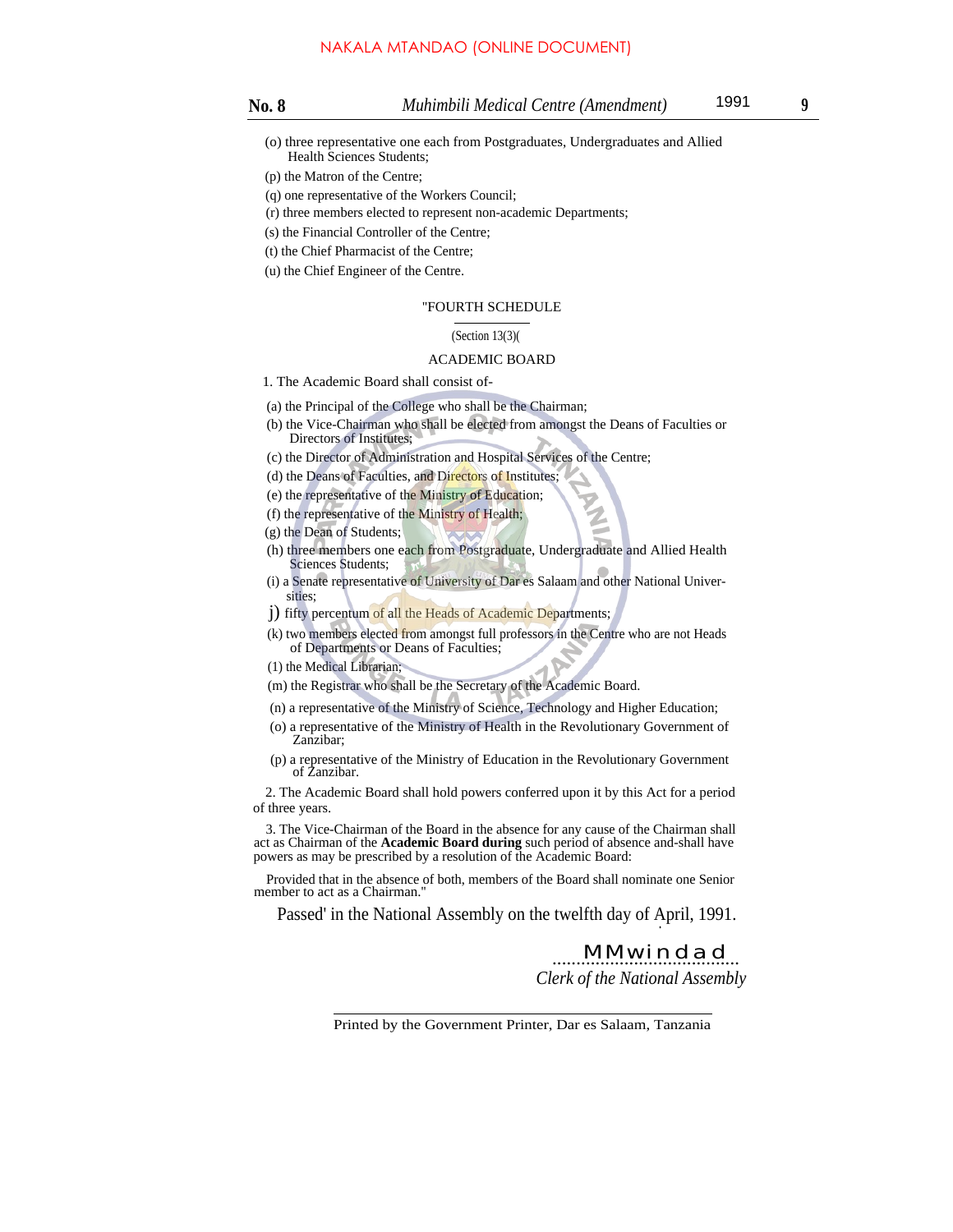(o) three representative one each from Postgraduates, Undergraduates and Allied Health Sciences Students;

(p) the Matron of the Centre;

(q) one representative of the Workers Council;

(r) three members elected to represent non-academic Departments;

(s) the Financial Controller of the Centre;

(t) the Chief Pharmacist of the Centre;

(u) the Chief Engineer of the Centre.

"FOURTH SCHEDULE

(Section 13(3)(

ACADEMIC BOARD

1. The Academic Board shall consist of-

(a) the Principal of the College who shall be the Chairman;

(b) the Vice-Chairman who shall be elected from amongst the Deans of Faculties or Directors of Institutes;

(c) the Director of Administration and Hospital Services of the Centre;

(d) the Deans of Faculties, and Directors of Institutes;

(e) the representative of the Ministry of Education;

(f) the representative of the Ministry of Health;

(g) the Dean of Students;

(h) three members one each from Postgraduate, Undergraduate and Allied Health Sciences Students;

(i) a Senate representative of University of Dar es Salaam and other National Universities;

j) fifty percentum of all the Heads of Academic Departments;

(k) two members elected from amongst full professors in the Centre who are not Heads of Departments or Deans of Faculties;

(1) the Medical Librarian;

(m) the Registrar who shall be the Secretary of the Academic Board.

(n) a representative of the Ministry of Science, Technology and Higher Education;

(o) a representative of the Ministry of Health in the Revolutionary Government of Zanzibar;

(p) a representative of the Ministry of Education in the Revolutionary Government of Zanzibar.

2. The Academic Board shall hold powers conferred upon it by this Act for a period of three years.

3. The Vice-Chairman of the Board in the absence for any cause of the Chairman shall act as Chairman of the **Academic Board during** such period of absence and-shall have powers as may be prescribed by a resolution of the Academic Board:

Provided that in the absence of both, members of the Board shall nominate one Senior member to act as a Chairman."

Passed' in the National Assembly on the twelfth day of April, 1991.

MMwindad

*Clerk of the National Assembly*

Printed by the Government Printer, Dar es Salaam, Tanzania